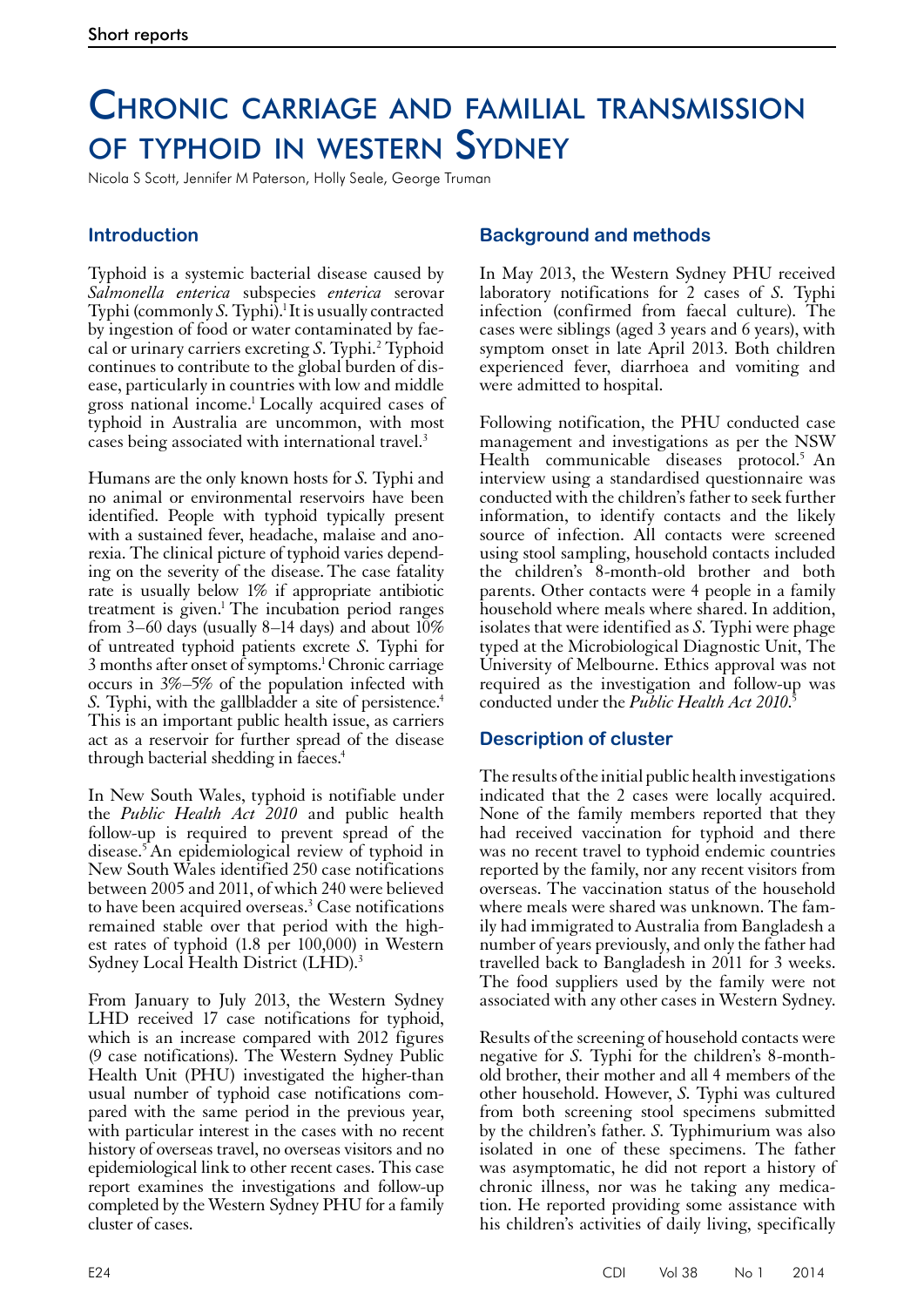# Chronic carriage and familial transmission of typhoid in western Sydney

Nicola S Scott, Jennifer M Paterson, Holly Seale, George Truman

## Introduction

Typhoid is a systemic bacterial disease caused by *Salmonella enterica* subspecies *enterica* serovar Typhi (commonly *S.* Typhi).[1] It is usually contracted by ingestion of food or water contaminated by faecal or urinary carriers excreting *S.* Typhi.[2] Typhoid continues to contribute to the global burden of disease, particularly in countries with low and middle gross national income.[1] Locally acquired cases of typhoid in Australia are uncommon, with most cases being associated with international travel.[3]

Humans are the only known hosts for *S.* Typhi and no animal or environmental reservoirs have been identified. People with typhoid typically present with a sustained fever, headache, malaise and anorexia. The clinical picture of typhoid varies depending on the severity of the disease. The case fatality rate is usually below 1% if appropriate antibiotic treatment is given.[1] The incubation period ranges from 3–60 days (usually 8–14 days) and about 10% of untreated typhoid patients excrete *S.* Typhi for 3 months after onset of symptoms.[1] Chronic carriage occurs in 3%–5% of the population infected with *S.* Typhi, with the gallbladder a site of persistence.[4] This is an important public health issue, as carriers act as a reservoir for further spread of the disease through bacterial shedding in faeces.[4]

In New South Wales, typhoid is notifiable under the *Public Health Act 2010* and public health follow-up is required to prevent spread of the disease.[5] An epidemiological review of typhoid in New South Wales identified 250 case notifications between 2005 and 2011, of which 240 were believed to have been acquired overseas.[3] Case notifications remained stable over that period with the highest rates of typhoid (1.8 per 100,000) in Western Sydney Local Health District (LHD).[3]

From January to July 2013, the Western Sydney LHD received 17 case notifications for typhoid, which is an increase compared with 2012 figures (9 case notifications). The Western Sydney Public Health Unit (PHU) investigated the higher-than usual number of typhoid case notifications compared with the same period in the previous year, with particular interest in the cases with no recent history of overseas travel, no overseas visitors and no epidemiological link to other recent cases. This case report examines the investigations and follow-up completed by the Western Sydney PHU for a family cluster of cases.

## Background and methods

In May 2013, the Western Sydney PHU received laboratory notifications for 2 cases of *S.* Typhi infection (confirmed from faecal culture). The cases were siblings (aged 3 years and 6 years), with symptom onset in late April 2013. Both children experienced fever, diarrhoea and vomiting and were admitted to hospital.

Following notification, the PHU conducted case management and investigations as per the NSW Health communicable diseases protocol.[5] An interview using a standardised questionnaire was conducted with the children's father to seek further information, to identify contacts and the likely source of infection. All contacts were screened using stool sampling, household contacts included the children's 8-month-old brother and both parents. Other contacts were 4 people in a family household where meals where shared. In addition, isolates that were identified as *S.* Typhi were phage typed at the Microbiological Diagnostic Unit, The University of Melbourne. Ethics approval was not required as the investigation and follow-up was conducted under the *Public Health Act 2010*.[5]

## Description of cluster

The results of the initial public health investigations indicated that the 2 cases were locally acquired. None of the family members reported that they had received vaccination for typhoid and there was no recent travel to typhoid endemic countries reported by the family, nor any recent visitors from overseas. The vaccination status of the household where meals were shared was unknown. The family had immigrated to Australia from Bangladesh a number of years previously, and only the father had travelled back to Bangladesh in 2011 for 3 weeks. The food suppliers used by the family were not associated with any other cases in Western Sydney.

Results of the screening of household contacts were negative for *S.* Typhi for the children's 8-month-old brother, their mother and all 4 members of the other household. However, *S.* Typhi was cultured from both screening stool specimens submitted by the children's father. *S.* Typhimurium was also isolated in one of these specimens. The father was asymptomatic, he did not report a history of chronic illness, nor was he taking any medication. He reported providing some assistance with his children's activities of daily living, specifically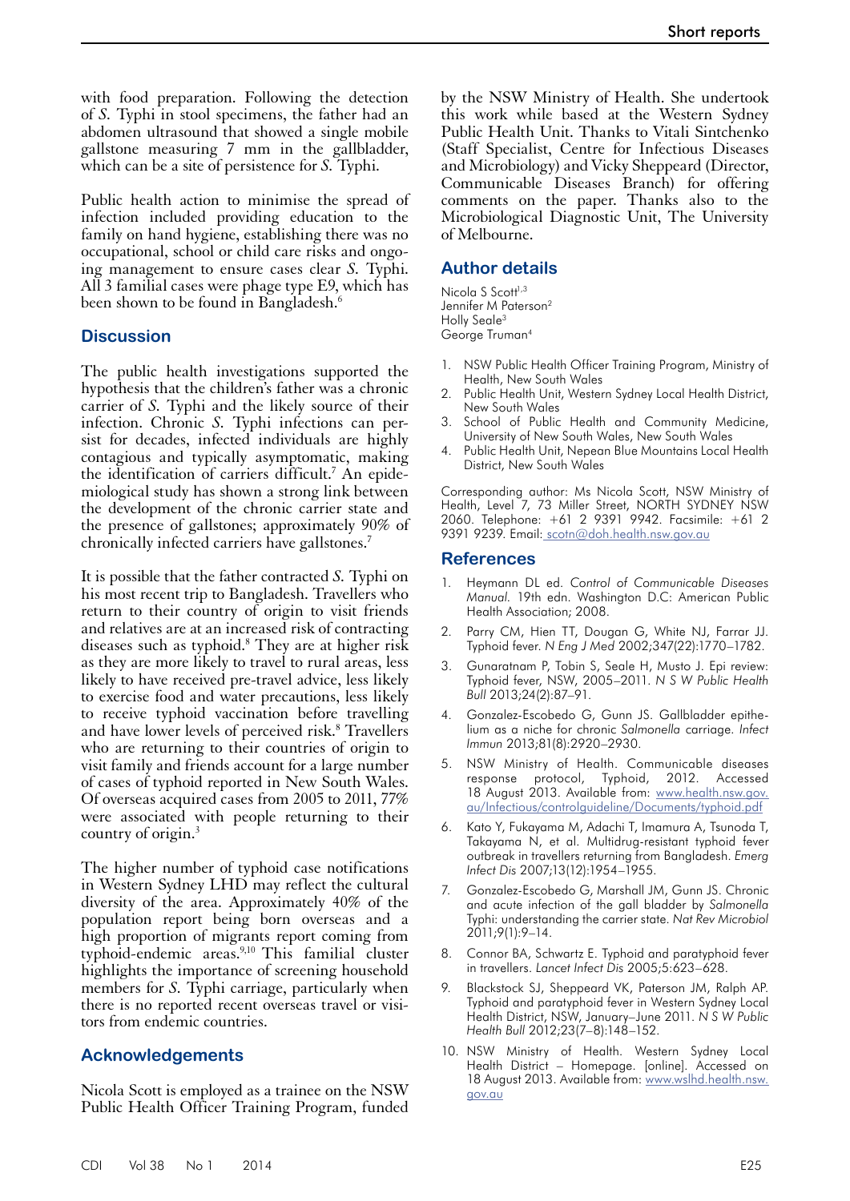with food preparation. Following the detection of *S.* Typhi in stool specimens, the father had an abdomen ultrasound that showed a single mobile gallstone measuring 7 mm in the gallbladder, which can be a site of persistence for *S.* Typhi.

Public health action to minimise the spread of infection included providing education to the family on hand hygiene, establishing there was no occupational, school or child care risks and ongoing management to ensure cases clear *S.* Typhi. All 3 familial cases were phage type E9, which has been shown to be found in Bangladesh.[6]

## Discussion

The public health investigations supported the hypothesis that the children's father was a chronic carrier of *S.* Typhi and the likely source of their infection. Chronic *S.* Typhi infections can persist for decades, infected individuals are highly contagious and typically asymptomatic, making the identification of carriers difficult.[7] An epidemiological study has shown a strong link between the development of the chronic carrier state and the presence of gallstones; approximately 90% of chronically infected carriers have gallstones.[7]

It is possible that the father contracted *S.* Typhi on his most recent trip to Bangladesh. Travellers who return to their country of origin to visit friends and relatives are at an increased risk of contracting diseases such as typhoid.[8] They are at higher risk as they are more likely to travel to rural areas, less likely to have received pre-travel advice, less likely to exercise food and water precautions, less likely to receive typhoid vaccination before travelling and have lower levels of perceived risk.[8] Travellers who are returning to their countries of origin to visit family and friends account for a large number of cases of typhoid reported in New South Wales. Of overseas acquired cases from 2005 to 2011, 77% were associated with people returning to their country of origin.[3]

The higher number of typhoid case notifications in Western Sydney LHD may reflect the cultural diversity of the area. Approximately 40% of the population report being born overseas and a high proportion of migrants report coming from typhoid-endemic areas.[9,10] This familial cluster highlights the importance of screening household members for *S.* Typhi carriage, particularly when there is no reported recent overseas travel or visitors from endemic countries.

## Acknowledgements

Nicola Scott is employed as a trainee on the NSW Public Health Officer Training Program, funded by the NSW Ministry of Health. She undertook this work while based at the Western Sydney Public Health Unit. Thanks to Vitali Sintchenko (Staff Specialist, Centre for Infectious Diseases and Microbiology) and Vicky Sheppeard (Director, Communicable Diseases Branch) for offering comments on the paper. Thanks also to the Microbiological Diagnostic Unit, The University of Melbourne.

## Author details

Nicola S Scott[1,3]
Jennifer M Paterson[2]
Holly Seale[3]
George Truman[4]

1. NSW Public Health Officer Training Program, Ministry of Health, New South Wales
2. Public Health Unit, Western Sydney Local Health District, New South Wales
3. School of Public Health and Community Medicine, University of New South Wales, New South Wales
4. Public Health Unit, Nepean Blue Mountains Local Health District, New South Wales

Corresponding author: Ms Nicola Scott, NSW Ministry of Health, Level 7, 73 Miller Street, NORTH SYDNEY NSW 2060. Telephone: +61 2 9391 9942. Facsimile: +61 2 9391 9239. Email: scotn@doh.health.nsw.gov.au

## References

1. Heymann DL ed. *Control of Communicable Diseases Manual*. 19th edn. Washington D.C: American Public Health Association; 2008.
2. Parry CM, Hien TT, Dougan G, White NJ, Farrar JJ. Typhoid fever. *N Eng J Med* 2002;347(22):1770–1782.
3. Gunaratnam P, Tobin S, Seale H, Musto J. Epi review: Typhoid fever, NSW, 2005–2011. *N S W Public Health Bull* 2013;24(2):87–91.
4. Gonzalez-Escobedo G, Gunn JS. Gallbladder epithelium as a niche for chronic *Salmonella* carriage. *Infect Immun* 2013;81(8):2920–2930.
5. NSW Ministry of Health. Communicable diseases response protocol, Typhoid, 2012. Accessed 18 August 2013. Available from: www.health.nsw.gov.au/Infectious/controlguideline/Documents/typhoid.pdf
6. Kato Y, Fukayama M, Adachi T, Imamura A, Tsunoda T, Takayama N, et al. Multidrug-resistant typhoid fever outbreak in travellers returning from Bangladesh. *Emerg Infect Dis* 2007;13(12):1954–1955.
7. Gonzalez-Escobedo G, Marshall JM, Gunn JS. Chronic and acute infection of the gall bladder by *Salmonella* Typhi: understanding the carrier state. *Nat Rev Microbiol* 2011;9(1):9–14.
8. Connor BA, Schwartz E. Typhoid and paratyphoid fever in travellers. *Lancet Infect Dis* 2005;5:623–628.
9. Blackstock SJ, Sheppeard VK, Paterson JM, Ralph AP. Typhoid and paratyphoid fever in Western Sydney Local Health District, NSW, January–June 2011. *N S W Public Health Bull* 2012;23(7–8):148–152.
10. NSW Ministry of Health. Western Sydney Local Health District – Homepage. [online]. Accessed on 18 August 2013. Available from: www.wslhd.health.nsw.gov.au